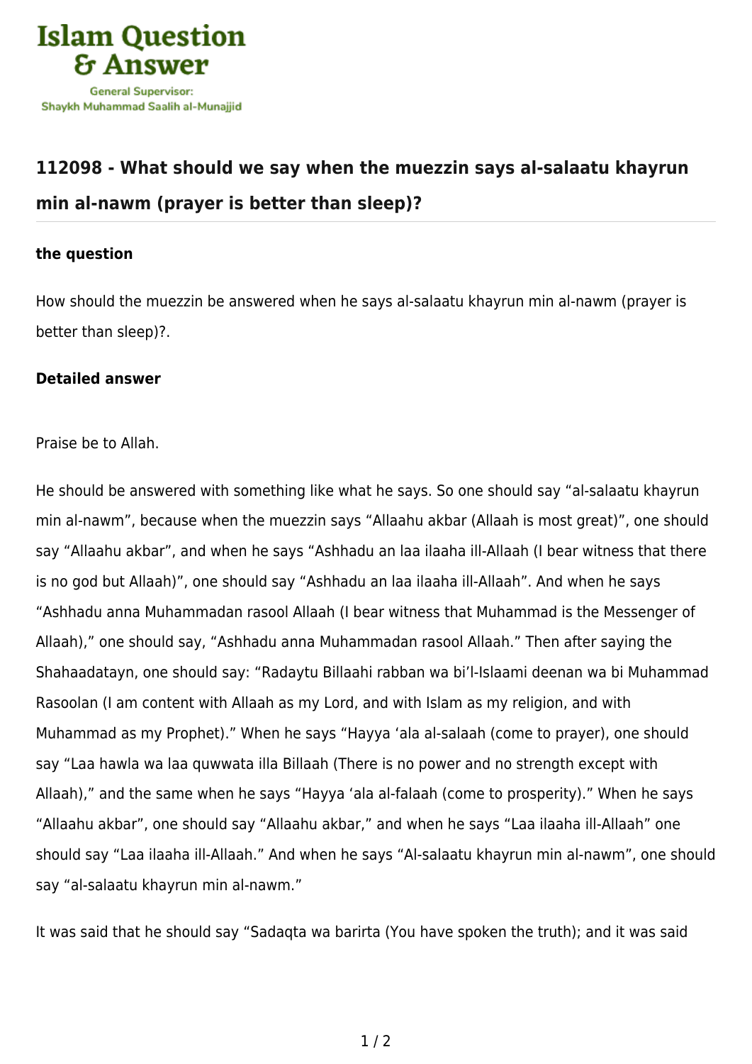Islam Question & Answer

General Supervisor:
Shaykh Muhammad Saalih al-Munajjid

## 112098 - What should we say when the muezzin says al-salaatu khayrun min al-nawm (prayer is better than sleep)?

### the question

How should the muezzin be answered when he says al-salaatu khayrun min al-nawm (prayer is better than sleep)?.

### Detailed answer

Praise be to Allah.

He should be answered with something like what he says. So one should say “al-salaatu khayrun min al-nawm”, because when the muezzin says “Allaahu akbar (Allaah is most great)”, one should say “Allaahu akbar”, and when he says “Ashhadu an laa ilaaha ill-Allaah (I bear witness that there is no god but Allaah)”, one should say “Ashhadu an laa ilaaha ill-Allaah”. And when he says “Ashhadu anna Muhammadan rasool Allaah (I bear witness that Muhammad is the Messenger of Allaah),” one should say, “Ashhadu anna Muhammadan rasool Allaah.” Then after saying the Shahaadatayn, one should say: “Radaytu Billaahi rabban wa bi’l-Islaami deenan wa bi Muhammad Rasoolan (I am content with Allaah as my Lord, and with Islam as my religion, and with Muhammad as my Prophet).” When he says “Hayya ‘ala al-salaah (come to prayer), one should say “Laa hawla wa laa quwwata illa Billaah (There is no power and no strength except with Allaah),” and the same when he says “Hayya ‘ala al-falaah (come to prosperity).” When he says “Allaahu akbar”, one should say “Allaahu akbar,” and when he says “Laa ilaaha ill-Allaah” one should say “Laa ilaaha ill-Allaah.” And when he says “Al-salaatu khayrun min al-nawm”, one should say “al-salaatu khayrun min al-nawm.”

It was said that he should say “Sadaqta wa barirta (You have spoken the truth); and it was said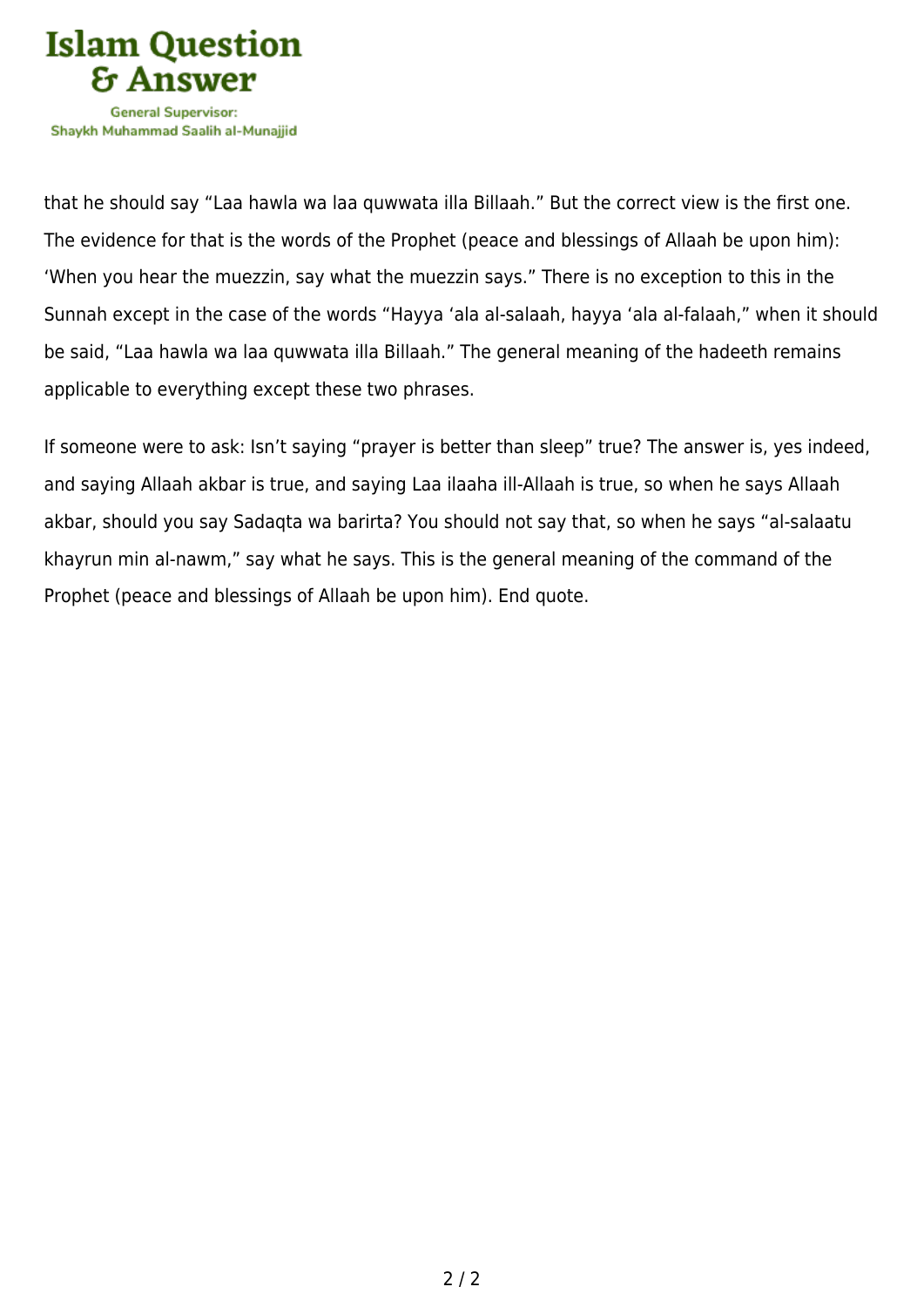that he should say “Laa hawla wa laa quwwata illa Billaah.” But the correct view is the first one. The evidence for that is the words of the Prophet (peace and blessings of Allaah be upon him): ‘When you hear the muezzin, say what the muezzin says.” There is no exception to this in the Sunnah except in the case of the words “Hayya ‘ala al-salaah, hayya ‘ala al-falaah,” when it should be said, “Laa hawla wa laa quwwata illa Billaah.” The general meaning of the hadeeth remains applicable to everything except these two phrases.

If someone were to ask: Isn’t saying “prayer is better than sleep” true? The answer is, yes indeed, and saying Allaah akbar is true, and saying Laa ilaaha ill-Allaah is true, so when he says Allaah akbar, should you say Sadaqta wa barirta? You should not say that, so when he says “al-salaatu khayrun min al-nawm,” say what he says. This is the general meaning of the command of the Prophet (peace and blessings of Allaah be upon him). End quote.